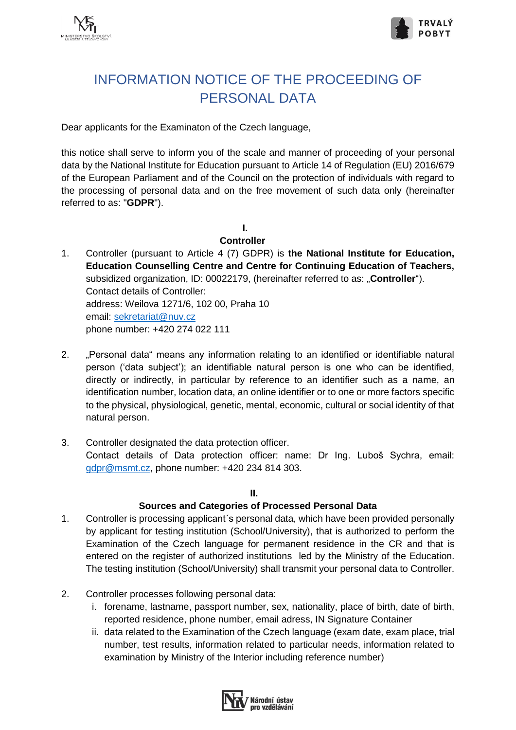# INFORMATION NOTICE OF THE PROCEEDING OF PERSONAL DATA

Dear applicants for the Examinaton of the Czech language,

this notice shall serve to inform you of the scale and manner of proceeding of your personal data by the National Institute for Education pursuant to Article 14 of Regulation (EU) 2016/679 of the European Parliament and of the Council on the protection of individuals with regard to the processing of personal data and on the free movement of such data only (hereinafter referred to as: "**GDPR**").

## I.
## Controller

1. Controller (pursuant to Article 4 (7) GDPR) is **the National Institute for Education, Education Counselling Centre and Centre for Continuing Education of Teachers,** subsidized organization, ID: 00022179, (hereinafter referred to as: „**Controller**").
   Contact details of Controller:
   address: Weilova 1271/6, 102 00, Praha 10
   email: sekretariat@nuv.cz
   phone number: +420 274 022 111

2. „Personal data" means any information relating to an identified or identifiable natural person ('data subject'); an identifiable natural person is one who can be identified, directly or indirectly, in particular by reference to an identifier such as a name, an identification number, location data, an online identifier or to one or more factors specific to the physical, physiological, genetic, mental, economic, cultural or social identity of that natural person.

3. Controller designated the data protection officer.
   Contact details of Data protection officer: name: Dr Ing. Luboš Sychra, email: gdpr@msmt.cz, phone number: +420 234 814 303.

## II.
## Sources and Categories of Processed Personal Data

1. Controller is processing applicant´s personal data, which have been provided personally by applicant for testing institution (School/University), that is authorized to perform the Examination of the Czech language for permanent residence in the CR and that is entered on the register of authorized institutions led by the Ministry of the Education. The testing institution (School/University) shall transmit your personal data to Controller.

2. Controller processes following personal data:
   i. forename, lastname, passport number, sex, nationality, place of birth, date of birth, reported residence, phone number, email adress, IN Signature Container
   ii. data related to the Examination of the Czech language (exam date, exam place, trial number, test results, information related to particular needs, information related to examination by Ministry of the Interior including reference number)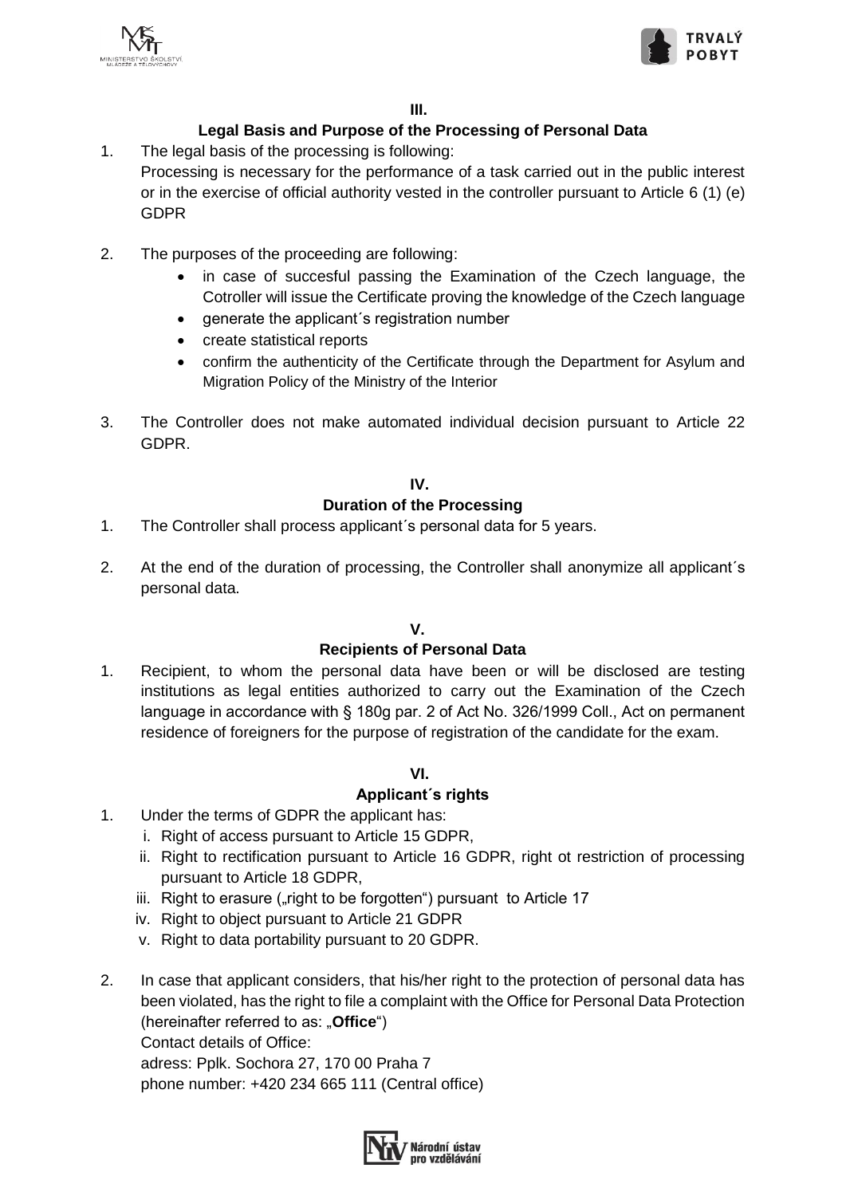## III.

## Legal Basis and Purpose of the Processing of Personal Data

1. The legal basis of the processing is following:
   Processing is necessary for the performance of a task carried out in the public interest or in the exercise of official authority vested in the controller pursuant to Article 6 (1) (e) GDPR

2. The purposes of the proceeding are following:
   - in case of succesful passing the Examination of the Czech language, the Cotroller will issue the Certificate proving the knowledge of the Czech language
   - generate the applicant´s registration number
   - create statistical reports
   - confirm the authenticity of the Certificate through the Department for Asylum and Migration Policy of the Ministry of the Interior

3. The Controller does not make automated individual decision pursuant to Article 22 GDPR.

## IV.

## Duration of the Processing

1. The Controller shall process applicant´s personal data for 5 years.

2. At the end of the duration of processing, the Controller shall anonymize all applicant´s personal data.

## V.

## Recipients of Personal Data

1. Recipient, to whom the personal data have been or will be disclosed are testing institutions as legal entities authorized to carry out the Examination of the Czech language in accordance with § 180g par. 2 of Act No. 326/1999 Coll., Act on permanent residence of foreigners for the purpose of registration of the candidate for the exam.

## VI.

## Applicant´s rights

1. Under the terms of GDPR the applicant has:
   i. Right of access pursuant to Article 15 GDPR,
   ii. Right to rectification pursuant to Article 16 GDPR, right ot restriction of processing pursuant to Article 18 GDPR,
   iii. Right to erasure („right to be forgotten") pursuant to Article 17
   iv. Right to object pursuant to Article 21 GDPR
   v. Right to data portability pursuant to 20 GDPR.

2. In case that applicant considers, that his/her right to the protection of personal data has been violated, has the right to file a complaint with the Office for Personal Data Protection (hereinafter referred to as: „**Office**")
   Contact details of Office:
   adress: Pplk. Sochora 27, 170 00 Praha 7
   phone number: +420 234 665 111 (Central office)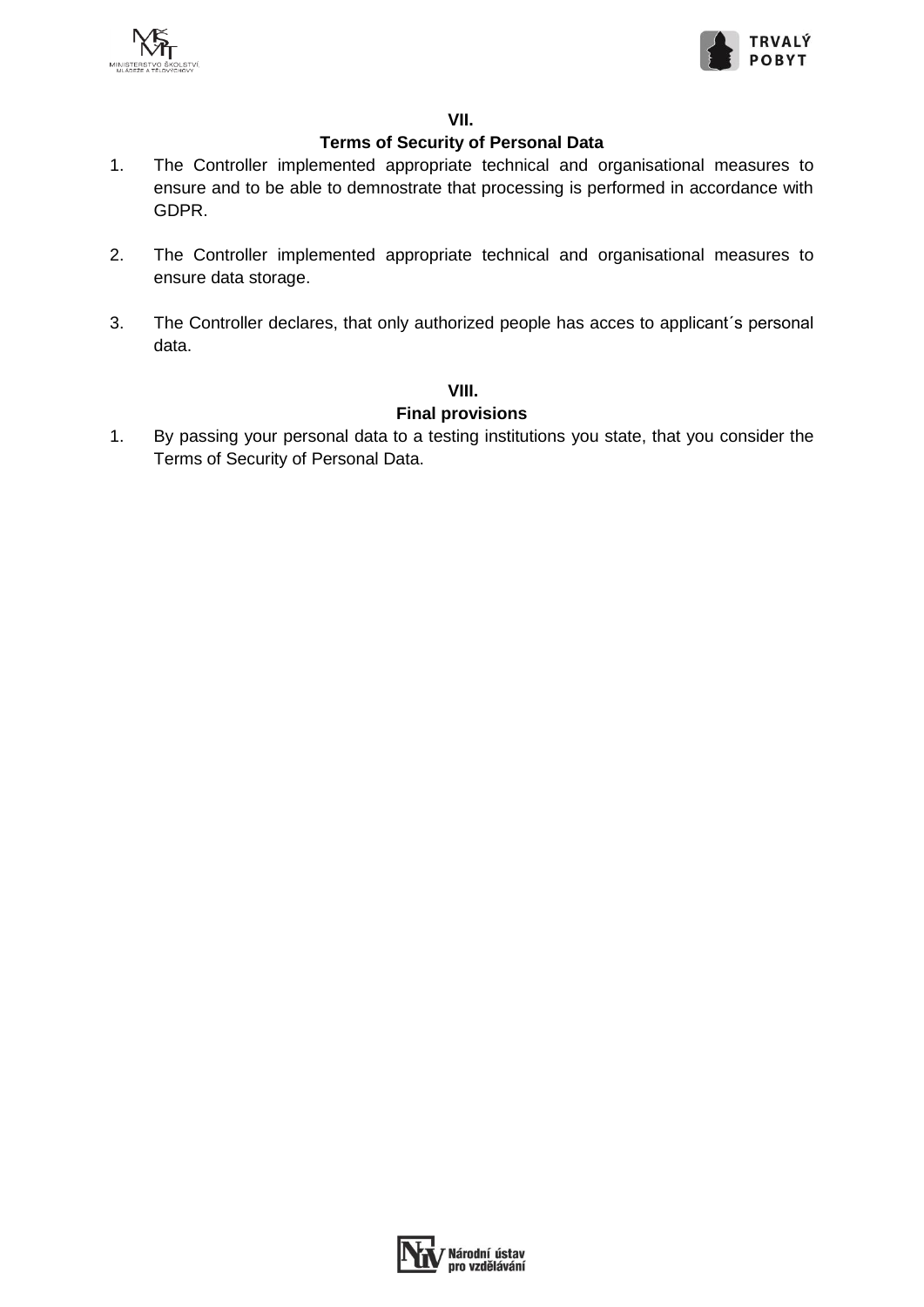## VII.
## Terms of Security of Personal Data

1. The Controller implemented appropriate technical and organisational measures to ensure and to be able to demnostrate that processing is performed in accordance with GDPR.

2. The Controller implemented appropriate technical and organisational measures to ensure data storage.

3. The Controller declares, that only authorized people has acces to applicant´s personal data.

## VIII.
## Final provisions

1. By passing your personal data to a testing institutions you state, that you consider the Terms of Security of Personal Data.